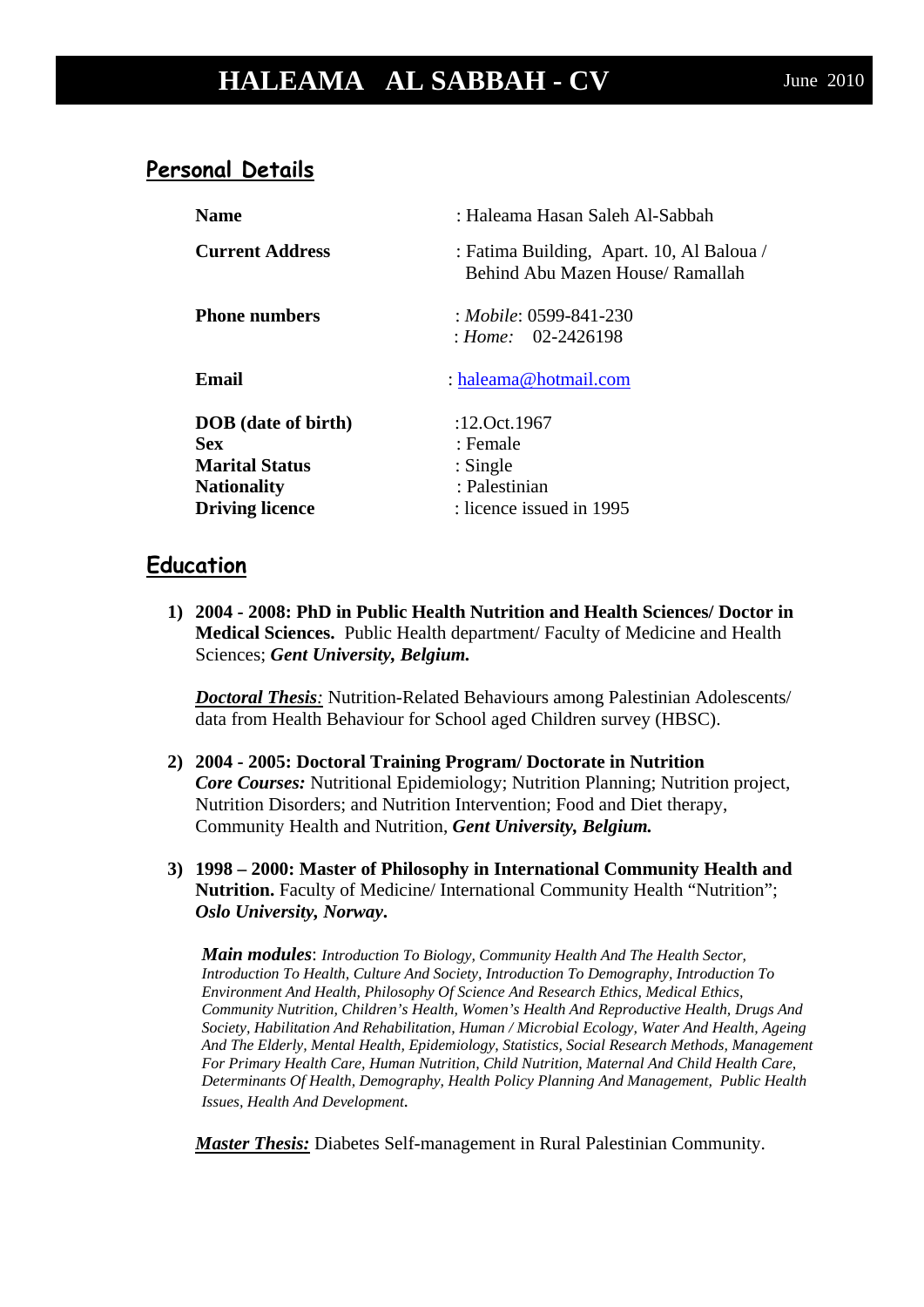# HALEAMA AL SABBAH - CV

June 2010

## Personal Details

| | |
|---|---|
| **Name** | : Haleama Hasan Saleh Al-Sabbah |
| **Current Address** | : Fatima Building, Apart. 10, Al Baloua / Behind Abu Mazen House/ Ramallah |
| **Phone numbers** | : *Mobile*: 0599-841-230<br>: *Home:* 02-2426198 |
| **Email** | : haleama@hotmail.com |
| **DOB (date of birth)** | :12.Oct.1967 |
| **Sex** | : Female |
| **Marital Status** | : Single |
| **Nationality** | : Palestinian |
| **Driving licence** | : licence issued in 1995 |

## Education

1) **2004 - 2008: PhD in Public Health Nutrition and Health Sciences/ Doctor in Medical Sciences.** Public Health department/ Faculty of Medicine and Health Sciences; ***Gent University, Belgium.***

   ***Doctoral Thesis:*** Nutrition-Related Behaviours among Palestinian Adolescents/ data from Health Behaviour for School aged Children survey (HBSC).

2) **2004 - 2005: Doctoral Training Program/ Doctorate in Nutrition**
   ***Core Courses:*** Nutritional Epidemiology; Nutrition Planning; Nutrition project, Nutrition Disorders; and Nutrition Intervention; Food and Diet therapy, Community Health and Nutrition, ***Gent University, Belgium.***

3) **1998 – 2000: Master of Philosophy in International Community Health and Nutrition.** Faculty of Medicine/ International Community Health "Nutrition"; ***Oslo University, Norway.***

   ***Main modules***: *Introduction To Biology, Community Health And The Health Sector, Introduction To Health, Culture And Society, Introduction To Demography, Introduction To Environment And Health, Philosophy Of Science And Research Ethics, Medical Ethics, Community Nutrition, Children's Health, Women's Health And Reproductive Health, Drugs And Society, Habilitation And Rehabilitation, Human / Microbial Ecology, Water And Health, Ageing And The Elderly, Mental Health, Epidemiology, Statistics, Social Research Methods, Management For Primary Health Care, Human Nutrition, Child Nutrition, Maternal And Child Health Care, Determinants Of Health, Demography, Health Policy Planning And Management, Public Health Issues, Health And Development.*

   ***Master Thesis:*** Diabetes Self-management in Rural Palestinian Community.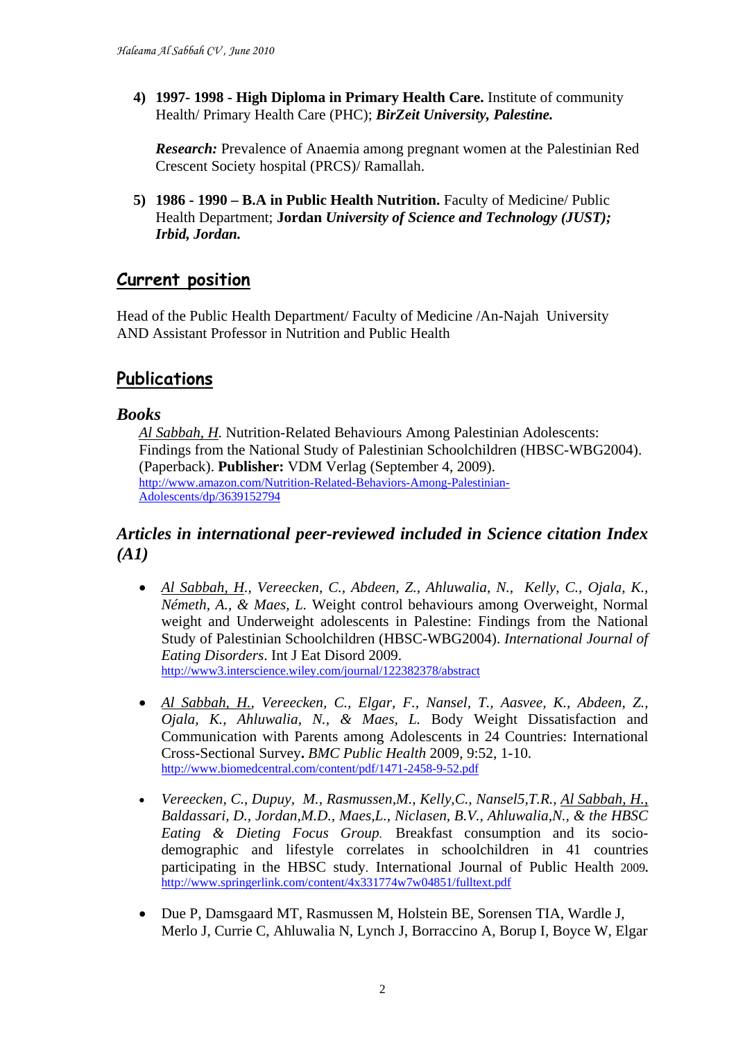4) **1997- 1998 - High Diploma in Primary Health Care.** Institute of community Health/ Primary Health Care (PHC); ***BirZeit University, Palestine.***

   ***Research:*** Prevalence of Anaemia among pregnant women at the Palestinian Red Crescent Society hospital (PRCS)/ Ramallah.

5) **1986 - 1990 – B.A in Public Health Nutrition.** Faculty of Medicine/ Public Health Department; **Jordan *University of Science and Technology (JUST); Irbid, Jordan.***

## Current position

Head of the Public Health Department/ Faculty of Medicine /An-Najah University AND Assistant Professor in Nutrition and Public Health

## Publications

### *Books*

*Al Sabbah, H*. Nutrition-Related Behaviours Among Palestinian Adolescents: Findings from the National Study of Palestinian Schoolchildren (HBSC-WBG2004). (Paperback). **Publisher:** VDM Verlag (September 4, 2009). http://www.amazon.com/Nutrition-Related-Behaviors-Among-Palestinian-Adolescents/dp/3639152794

### *Articles in international peer-reviewed included in Science citation Index (A1)*

- *Al Sabbah, H., Vereecken, C., Abdeen, Z., Ahluwalia, N., Kelly, C., Ojala, K., Németh, A., & Maes, L.* Weight control behaviours among Overweight, Normal weight and Underweight adolescents in Palestine: Findings from the National Study of Palestinian Schoolchildren (HBSC-WBG2004). *International Journal of Eating Disorders*. Int J Eat Disord 2009. http://www3.interscience.wiley.com/journal/122382378/abstract

- *Al Sabbah, H., Vereecken, C., Elgar, F., Nansel, T., Aasvee, K., Abdeen, Z., Ojala, K., Ahluwalia, N., & Maes, L.* Body Weight Dissatisfaction and Communication with Parents among Adolescents in 24 Countries: International Cross-Sectional Survey**.** *BMC Public Health* 2009, 9:52, 1-10. http://www.biomedcentral.com/content/pdf/1471-2458-9-52.pdf

- *Vereecken, C., Dupuy, M., Rasmussen,M., Kelly,C., Nansel5,T.R., Al Sabbah, H., Baldassari, D., Jordan,M.D., Maes,L., Niclasen, B.V., Ahluwalia,N., & the HBSC Eating & Dieting Focus Group.* Breakfast consumption and its socio-demographic and lifestyle correlates in schoolchildren in 41 countries participating in the HBSC study. International Journal of Public Health 2009. http://www.springerlink.com/content/4x331774w7w04851/fulltext.pdf

- Due P, Damsgaard MT, Rasmussen M, Holstein BE, Sorensen TIA, Wardle J, Merlo J, Currie C, Ahluwalia N, Lynch J, Borraccino A, Borup I, Boyce W, Elgar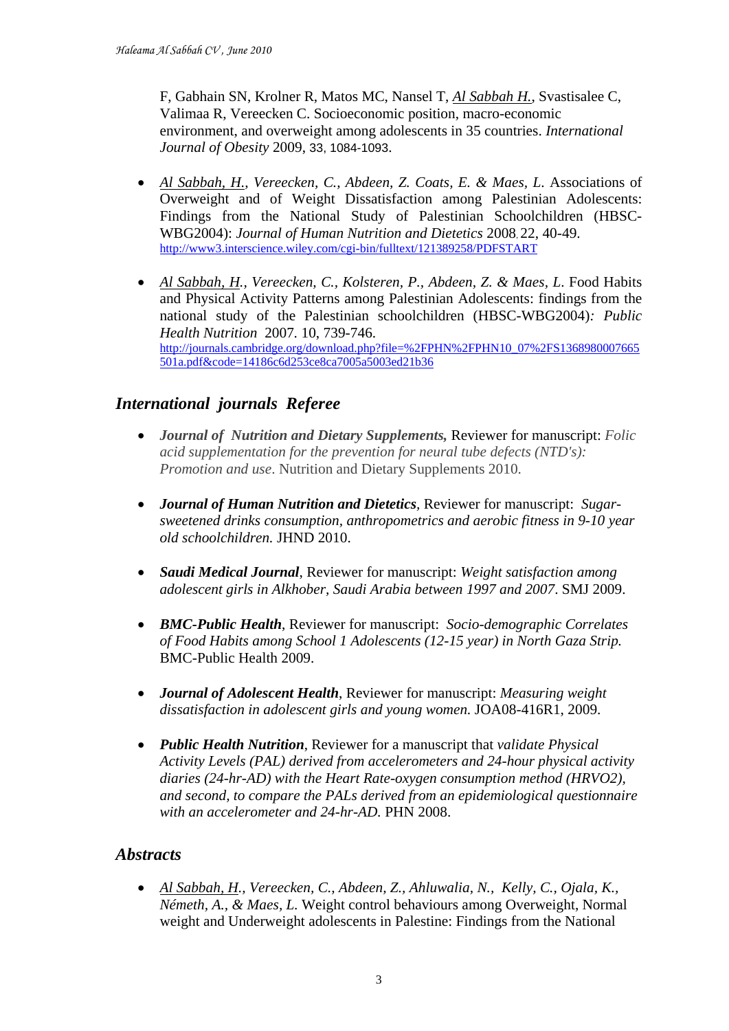F, Gabhain SN, Krolner R, Matos MC, Nansel T, *Al Sabbah H.*, Svastisalee C, Valimaa R, Vereecken C. Socioeconomic position, macro-economic environment, and overweight among adolescents in 35 countries. *International Journal of Obesity* 2009, 33, 1084-1093.

- *Al Sabbah, H., Vereecken, C., Abdeen, Z. Coats, E. & Maes, L.* Associations of Overweight and of Weight Dissatisfaction among Palestinian Adolescents: Findings from the National Study of Palestinian Schoolchildren (HBSC-WBG2004): *Journal of Human Nutrition and Dietetics* 2008, 22, 40-49. http://www3.interscience.wiley.com/cgi-bin/fulltext/121389258/PDFSTART

- *Al Sabbah, H., Vereecken, C., Kolsteren, P., Abdeen, Z. & Maes, L.* Food Habits and Physical Activity Patterns among Palestinian Adolescents: findings from the national study of the Palestinian schoolchildren (HBSC-WBG2004)*: Public Health Nutrition* 2007. 10, 739-746. http://journals.cambridge.org/download.php?file=%2FPHN%2FPHN10_07%2FS1368980007665501a.pdf&code=14186c6d253ce8ca7005a5003ed21b36

## International journals Referee

- ***Journal of Nutrition and Dietary Supplements,*** Reviewer for manuscript: *Folic acid supplementation for the prevention for neural tube defects (NTD's): Promotion and use*. Nutrition and Dietary Supplements 2010.

- ***Journal of Human Nutrition and Dietetics***, Reviewer for manuscript: *Sugar-sweetened drinks consumption, anthropometrics and aerobic fitness in 9-10 year old schoolchildren.* JHND 2010.

- ***Saudi Medical Journal***, Reviewer for manuscript: *Weight satisfaction among adolescent girls in Alkhober, Saudi Arabia between 1997 and 2007*. SMJ 2009.

- ***BMC-Public Health***, Reviewer for manuscript: *Socio-demographic Correlates of Food Habits among School 1 Adolescents (12-15 year) in North Gaza Strip.* BMC-Public Health 2009.

- ***Journal of Adolescent Health***, Reviewer for manuscript: *Measuring weight dissatisfaction in adolescent girls and young women.* JOA08-416R1, 2009.

- ***Public Health Nutrition***, Reviewer for a manuscript that *validate Physical Activity Levels (PAL) derived from accelerometers and 24-hour physical activity diaries (24-hr-AD) with the Heart Rate-oxygen consumption method (HRVO2), and second, to compare the PALs derived from an epidemiological questionnaire with an accelerometer and 24-hr-AD.* PHN 2008.

## Abstracts

- *Al Sabbah, H., Vereecken, C., Abdeen, Z., Ahluwalia, N., Kelly, C., Ojala, K., Németh, A., & Maes, L.* Weight control behaviours among Overweight, Normal weight and Underweight adolescents in Palestine: Findings from the National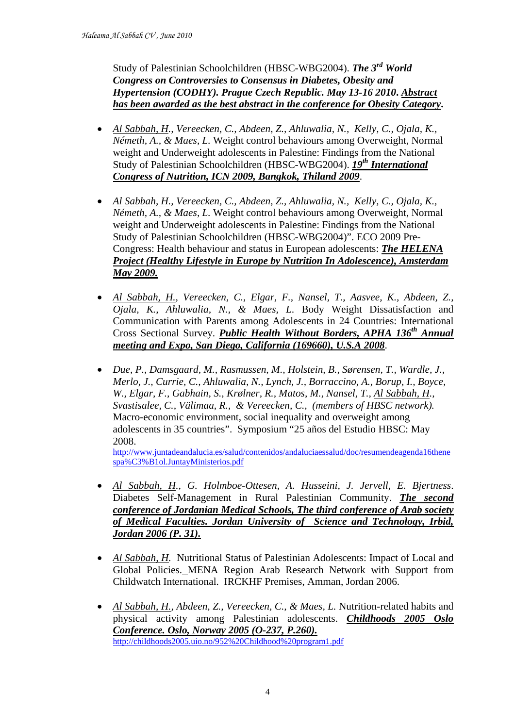Study of Palestinian Schoolchildren (HBSC-WBG2004). ***The 3rd World Congress on Controversies to Consensus in Diabetes, Obesity and Hypertension (CODHY). Prague Czech Republic. May 13-16 2010***. **Abstract has been awarded as the best abstract in the conference for Obesity Category**.

- *Al Sabbah, H., Vereecken, C., Abdeen, Z., Ahluwalia, N., Kelly, C., Ojala, K., Németh, A., & Maes, L.* Weight control behaviours among Overweight, Normal weight and Underweight adolescents in Palestine: Findings from the National Study of Palestinian Schoolchildren (HBSC-WBG2004). ***19th International Congress of Nutrition, ICN 2009, Bangkok, Thiland 2009***.

- *Al Sabbah, H., Vereecken, C., Abdeen, Z., Ahluwalia, N., Kelly, C., Ojala, K., Németh, A., & Maes, L.* Weight control behaviours among Overweight, Normal weight and Underweight adolescents in Palestine: Findings from the National Study of Palestinian Schoolchildren (HBSC-WBG2004)". ECO 2009 Pre-Congress: Health behaviour and status in European adolescents: ***The HELENA Project (Healthy Lifestyle in Europe by Nutrition In Adolescence), Amsterdam May 2009.***

- *Al Sabbah, H., Vereecken, C., Elgar, F., Nansel, T., Aasvee, K., Abdeen, Z., Ojala, K., Ahluwalia, N., & Maes, L.* Body Weight Dissatisfaction and Communication with Parents among Adolescents in 24 Countries: International Cross Sectional Survey. ***Public Health Without Borders, APHA 136th Annual meeting and Expo, San Diego, California (169660), U.S.A 2008***.

- *Due, P., Damsgaard, M., Rasmussen, M., Holstein, B., Sørensen, T., Wardle, J., Merlo, J., Currie, C., Ahluwalia, N., Lynch, J., Borraccino, A., Borup, I., Boyce, W., Elgar, F., Gabhain, S., Krølner, R., Matos, M., Nansel, T., Al Sabbah, H., Svastisalee, C., Välimaa, R., & Vereecken, C., (members of HBSC network).* Macro-economic environment, social inequality and overweight among adolescents in 35 countries". Symposium "25 años del Estudio HBSC: May 2008.
http://www.juntadeandalucia.es/salud/contenidos/andaluciaessalud/doc/resumendeagenda16thenespa%C3%B1ol.JuntayMinisterios.pdf

- *Al Sabbah, H., G. Holmboe-Ottesen, A. Husseini, J. Jervell, E. Bjertness*. Diabetes Self-Management in Rural Palestinian Community. ***The second conference of Jordanian Medical Schools, The third conference of Arab society of Medical Faculties. Jordan University of Science and Technology, Irbid, Jordan 2006 (P. 31).***

- *Al Sabbah, H.* Nutritional Status of Palestinian Adolescents: Impact of Local and Global Policies. MENA Region Arab Research Network with Support from Childwatch International. IRCKHF Premises, Amman, Jordan 2006.

- *Al Sabbah, H., Abdeen, Z., Vereecken, C., & Maes, L.* Nutrition-related habits and physical activity among Palestinian adolescents. ***Childhoods 2005 Oslo Conference. Oslo, Norway 2005 (O-237, P.260).***
http://childhoods2005.uio.no/952%20Childhood%20program1.pdf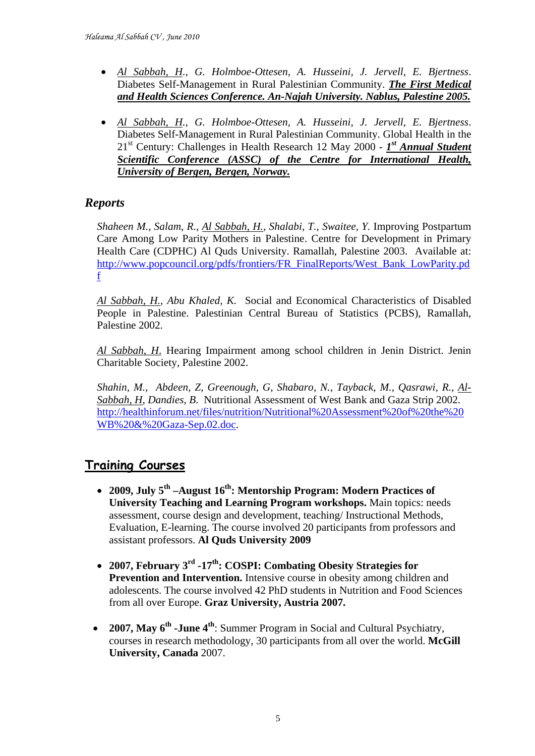- *Al Sabbah, H., G. Holmboe-Ottesen, A. Husseini, J. Jervell, E. Bjertness*. Diabetes Self-Management in Rural Palestinian Community. ***The First Medical and Health Sciences Conference. An-Najah University. Nablus, Palestine 2005.***

- *Al Sabbah, H., G. Holmboe-Ottesen, A. Husseini, J. Jervell, E. Bjertness*. Diabetes Self-Management in Rural Palestinian Community. Global Health in the 21st Century: Challenges in Health Research 12 May 2000 - ***1st Annual Student Scientific Conference (ASSC) of the Centre for International Health, University of Bergen, Bergen, Norway.***

### *Reports*

*Shaheen M., Salam, R., Al Sabbah, H., Shalabi, T., Swaitee, Y.* Improving Postpartum Care Among Low Parity Mothers in Palestine. Centre for Development in Primary Health Care (CDPHC) Al Quds University. Ramallah, Palestine 2003. Available at: http://www.popcouncil.org/pdfs/frontiers/FR_FinalReports/West_Bank_LowParity.pdf

*Al Sabbah, H., Abu Khaled, K.* Social and Economical Characteristics of Disabled People in Palestine. Palestinian Central Bureau of Statistics (PCBS), Ramallah, Palestine 2002.

*Al Sabbah, H.* Hearing Impairment among school children in Jenin District. Jenin Charitable Society, Palestine 2002.

*Shahin, M., Abdeen, Z, Greenough, G, Shabaro, N., Tayback, M., Qasrawi, R., Al-Sabbah, H, Dandies, B.* Nutritional Assessment of West Bank and Gaza Strip 2002. http://healthinforum.net/files/nutrition/Nutritional%20Assessment%20of%20the%20WB%20&%20Gaza-Sep.02.doc.

## Training Courses

- **2009, July 5th –August 16th: Mentorship Program: Modern Practices of University Teaching and Learning Program workshops.** Main topics: needs assessment, course design and development, teaching/ Instructional Methods, Evaluation, E-learning. The course involved 20 participants from professors and assistant professors. **Al Quds University 2009**

- **2007, February 3rd -17th: COSPI: Combating Obesity Strategies for Prevention and Intervention.** Intensive course in obesity among children and adolescents. The course involved 42 PhD students in Nutrition and Food Sciences from all over Europe. **Graz University, Austria 2007.**

- **2007, May 6th -June 4th**: Summer Program in Social and Cultural Psychiatry, courses in research methodology, 30 participants from all over the world. **McGill University, Canada** 2007.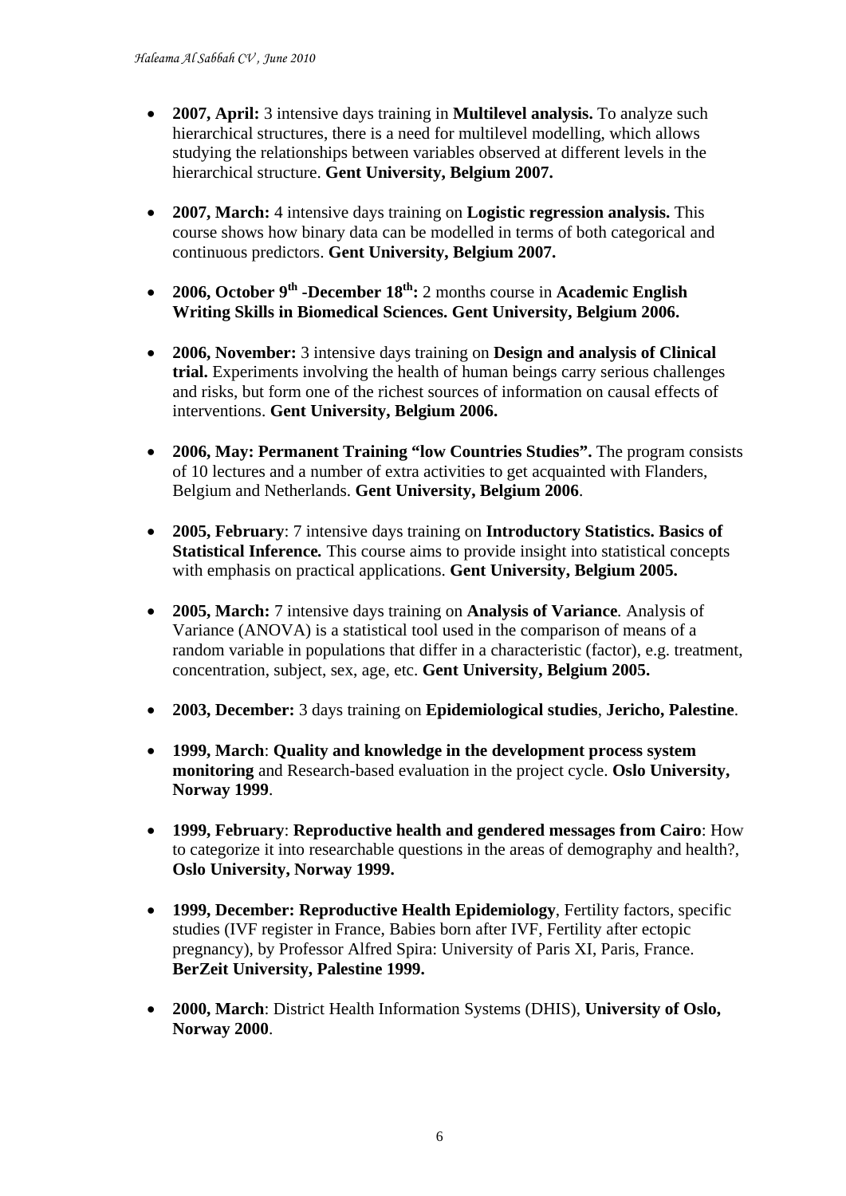- **2007, April:** 3 intensive days training in **Multilevel analysis.** To analyze such hierarchical structures, there is a need for multilevel modelling, which allows studying the relationships between variables observed at different levels in the hierarchical structure. **Gent University, Belgium 2007.**

- **2007, March:** 4 intensive days training on **Logistic regression analysis.** This course shows how binary data can be modelled in terms of both categorical and continuous predictors. **Gent University, Belgium 2007.**

- **2006, October 9th -December 18th:** 2 months course in **Academic English Writing Skills in Biomedical Sciences. Gent University, Belgium 2006.**

- **2006, November:** 3 intensive days training on **Design and analysis of Clinical trial.** Experiments involving the health of human beings carry serious challenges and risks, but form one of the richest sources of information on causal effects of interventions. **Gent University, Belgium 2006.**

- **2006, May: Permanent Training "low Countries Studies".** The program consists of 10 lectures and a number of extra activities to get acquainted with Flanders, Belgium and Netherlands. **Gent University, Belgium 2006**.

- **2005, February**: 7 intensive days training on **Introductory Statistics. Basics of Statistical Inference.** This course aims to provide insight into statistical concepts with emphasis on practical applications. **Gent University, Belgium 2005.**

- **2005, March:** 7 intensive days training on **Analysis of Variance***.* Analysis of Variance (ANOVA) is a statistical tool used in the comparison of means of a random variable in populations that differ in a characteristic (factor), e.g. treatment, concentration, subject, sex, age, etc. **Gent University, Belgium 2005.**

- **2003, December:** 3 days training on **Epidemiological studies**, **Jericho, Palestine**.

- **1999, March**: **Quality and knowledge in the development process system monitoring** and Research-based evaluation in the project cycle. **Oslo University, Norway 1999**.

- **1999, February**: **Reproductive health and gendered messages from Cairo**: How to categorize it into researchable questions in the areas of demography and health?, **Oslo University, Norway 1999.**

- **1999, December: Reproductive Health Epidemiology**, Fertility factors, specific studies (IVF register in France, Babies born after IVF, Fertility after ectopic pregnancy), by Professor Alfred Spira: University of Paris XI, Paris, France. **BerZeit University, Palestine 1999.**

- **2000, March**: District Health Information Systems (DHIS), **University of Oslo, Norway 2000**.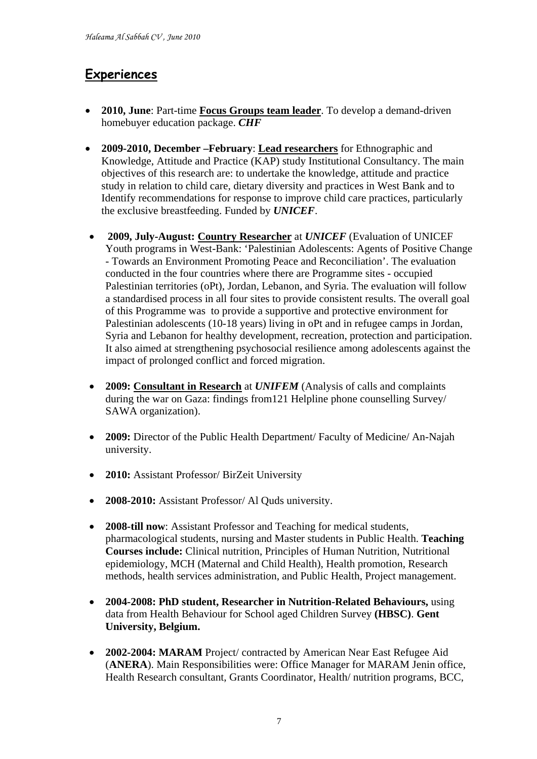## Experiences

- **2010, June**: Part-time **Focus Groups team leader**. To develop a demand-driven homebuyer education package. ***CHF***

- **2009-2010, December –February**: **Lead researchers** for Ethnographic and Knowledge, Attitude and Practice (KAP) study Institutional Consultancy. The main objectives of this research are: to undertake the knowledge, attitude and practice study in relation to child care, dietary diversity and practices in West Bank and to Identify recommendations for response to improve child care practices, particularly the exclusive breastfeeding. Funded by ***UNICEF***.

- **2009, July-August: Country Researcher** at ***UNICEF*** (Evaluation of UNICEF Youth programs in West-Bank: 'Palestinian Adolescents: Agents of Positive Change - Towards an Environment Promoting Peace and Reconciliation'. The evaluation conducted in the four countries where there are Programme sites - occupied Palestinian territories (oPt), Jordan, Lebanon, and Syria. The evaluation will follow a standardised process in all four sites to provide consistent results. The overall goal of this Programme was to provide a supportive and protective environment for Palestinian adolescents (10-18 years) living in oPt and in refugee camps in Jordan, Syria and Lebanon for healthy development, recreation, protection and participation. It also aimed at strengthening psychosocial resilience among adolescents against the impact of prolonged conflict and forced migration.

- **2009: Consultant in Research** at ***UNIFEM*** (Analysis of calls and complaints during the war on Gaza: findings from121 Helpline phone counselling Survey/ SAWA organization).

- **2009:** Director of the Public Health Department/ Faculty of Medicine/ An-Najah university.

- **2010:** Assistant Professor/ BirZeit University

- **2008-2010:** Assistant Professor/ Al Quds university.

- **2008-till now**: Assistant Professor and Teaching for medical students, pharmacological students, nursing and Master students in Public Health. **Teaching Courses include:** Clinical nutrition, Principles of Human Nutrition, Nutritional epidemiology, MCH (Maternal and Child Health), Health promotion, Research methods, health services administration, and Public Health, Project management.

- **2004-2008: PhD student, Researcher in Nutrition-Related Behaviours,** using data from Health Behaviour for School aged Children Survey **(HBSC)**. **Gent University, Belgium.**

- **2002-2004: MARAM** Project/ contracted by American Near East Refugee Aid (**ANERA**). Main Responsibilities were: Office Manager for MARAM Jenin office, Health Research consultant, Grants Coordinator, Health/ nutrition programs, BCC,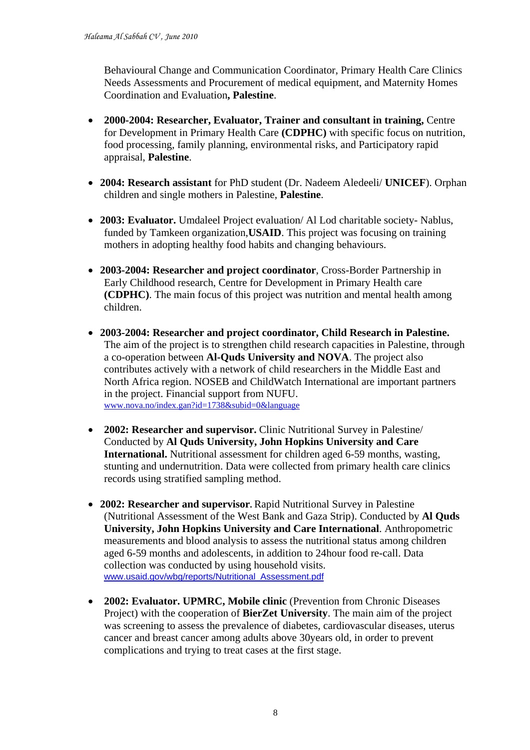Behavioural Change and Communication Coordinator, Primary Health Care Clinics Needs Assessments and Procurement of medical equipment, and Maternity Homes Coordination and Evaluation**, Palestine**.

- **2000-2004: Researcher, Evaluator, Trainer and consultant in training,** Centre for Development in Primary Health Care **(CDPHC)** with specific focus on nutrition, food processing, family planning, environmental risks, and Participatory rapid appraisal, **Palestine**.

- **2004: Research assistant** for PhD student (Dr. Nadeem Aledeeli/ **UNICEF**). Orphan children and single mothers in Palestine, **Palestine**.

- **2003: Evaluator.** Umdaleel Project evaluation/ Al Lod charitable society- Nablus, funded by Tamkeen organization,**USAID**. This project was focusing on training mothers in adopting healthy food habits and changing behaviours.

- **2003-2004: Researcher and project coordinator**, Cross-Border Partnership in Early Childhood research, Centre for Development in Primary Health care **(CDPHC)**. The main focus of this project was nutrition and mental health among children.

- **2003-2004: Researcher and project coordinator, Child Research in Palestine.** The aim of the project is to strengthen child research capacities in Palestine, through a co-operation between **Al-Quds University and NOVA**. The project also contributes actively with a network of child researchers in the Middle East and North Africa region. NOSEB and ChildWatch International are important partners in the project. Financial support from NUFU.
  www.nova.no/index.gan?id=1738&subid=0&language

- **2002: Researcher and supervisor.** Clinic Nutritional Survey in Palestine/ Conducted by **Al Quds University, John Hopkins University and Care International.** Nutritional assessment for children aged 6-59 months, wasting, stunting and undernutrition. Data were collected from primary health care clinics records using stratified sampling method.

- **2002: Researcher and supervisor.** Rapid Nutritional Survey in Palestine (Nutritional Assessment of the West Bank and Gaza Strip). Conducted by **Al Quds University, John Hopkins University and Care International**. Anthropometric measurements and blood analysis to assess the nutritional status among children aged 6-59 months and adolescents, in addition to 24hour food re-call. Data collection was conducted by using household visits.
  www.usaid.gov/wbg/reports/Nutritional_Assessment.pdf

- **2002: Evaluator. UPMRC, Mobile clinic** (Prevention from Chronic Diseases Project) with the cooperation of **BierZet University**. The main aim of the project was screening to assess the prevalence of diabetes, cardiovascular diseases, uterus cancer and breast cancer among adults above 30years old, in order to prevent complications and trying to treat cases at the first stage.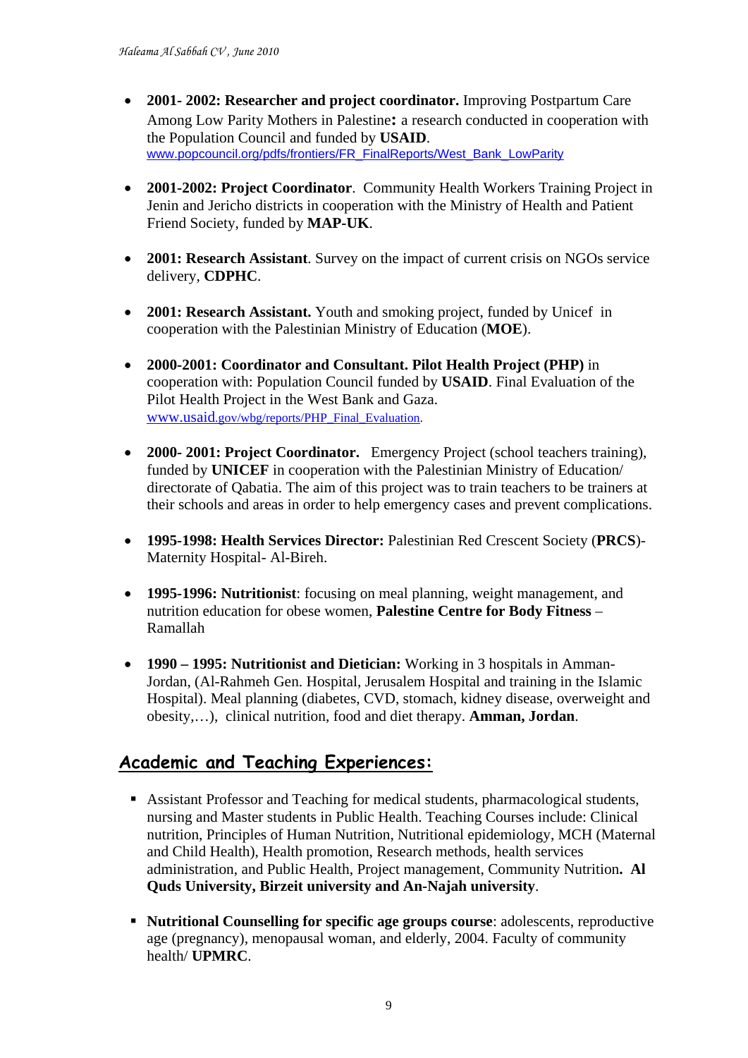- **2001- 2002: Researcher and project coordinator.** Improving Postpartum Care Among Low Parity Mothers in Palestine**:** a research conducted in cooperation with the Population Council and funded by **USAID**. www.popcouncil.org/pdfs/frontiers/FR_FinalReports/West_Bank_LowParity

- **2001-2002: Project Coordinator**. Community Health Workers Training Project in Jenin and Jericho districts in cooperation with the Ministry of Health and Patient Friend Society, funded by **MAP-UK**.

- **2001: Research Assistant**. Survey on the impact of current crisis on NGOs service delivery, **CDPHC**.

- **2001: Research Assistant.** Youth and smoking project, funded by Unicef in cooperation with the Palestinian Ministry of Education (**MOE**).

- **2000-2001: Coordinator and Consultant. Pilot Health Project (PHP)** in cooperation with: Population Council funded by **USAID**. Final Evaluation of the Pilot Health Project in the West Bank and Gaza. www.usaid.gov/wbg/reports/PHP_Final_Evaluation.

- **2000- 2001: Project Coordinator.** Emergency Project (school teachers training), funded by **UNICEF** in cooperation with the Palestinian Ministry of Education/ directorate of Qabatia. The aim of this project was to train teachers to be trainers at their schools and areas in order to help emergency cases and prevent complications.

- **1995-1998: Health Services Director:** Palestinian Red Crescent Society (**PRCS**)- Maternity Hospital- Al-Bireh.

- **1995-1996: Nutritionist**: focusing on meal planning, weight management, and nutrition education for obese women, **Palestine Centre for Body Fitness** – Ramallah

- **1990 – 1995: Nutritionist and Dietician:** Working in 3 hospitals in Amman-Jordan, (Al-Rahmeh Gen. Hospital, Jerusalem Hospital and training in the Islamic Hospital). Meal planning (diabetes, CVD, stomach, kidney disease, overweight and obesity,…), clinical nutrition, food and diet therapy. **Amman, Jordan**.

## Academic and Teaching Experiences:

- Assistant Professor and Teaching for medical students, pharmacological students, nursing and Master students in Public Health. Teaching Courses include: Clinical nutrition, Principles of Human Nutrition, Nutritional epidemiology, MCH (Maternal and Child Health), Health promotion, Research methods, health services administration, and Public Health, Project management, Community Nutrition**. Al Quds University, Birzeit university and An-Najah university**.

- **Nutritional Counselling for specific age groups course**: adolescents, reproductive age (pregnancy), menopausal woman, and elderly, 2004. Faculty of community health/ **UPMRC**.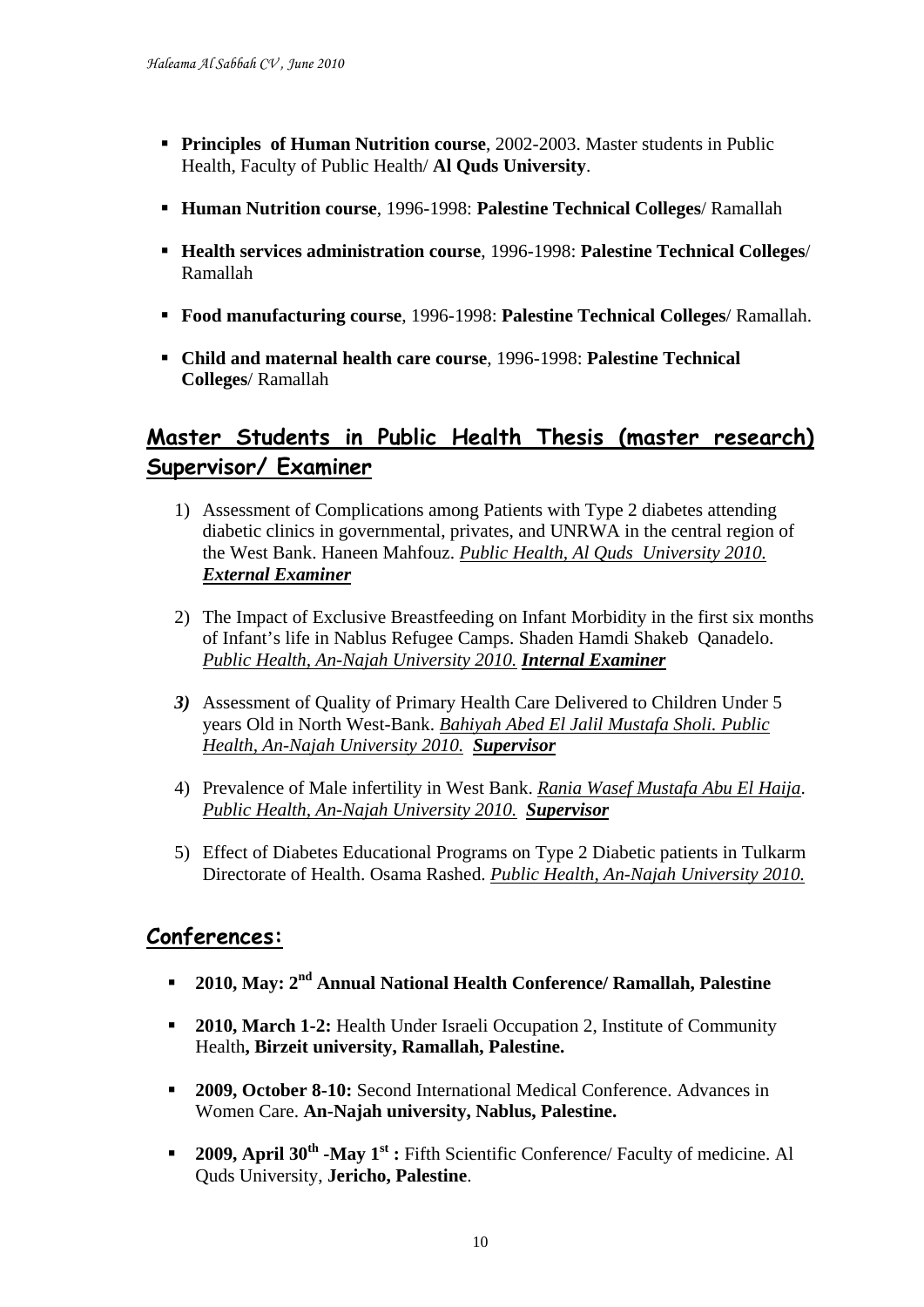- **Principles of Human Nutrition course**, 2002-2003. Master students in Public Health, Faculty of Public Health/ **Al Quds University**.

- **Human Nutrition course**, 1996-1998: **Palestine Technical Colleges**/ Ramallah

- **Health services administration course**, 1996-1998: **Palestine Technical Colleges**/ Ramallah

- **Food manufacturing course**, 1996-1998: **Palestine Technical Colleges**/ Ramallah.

- **Child and maternal health care course**, 1996-1998: **Palestine Technical Colleges**/ Ramallah

## Master Students in Public Health Thesis (master research) Supervisor/ Examiner

1) Assessment of Complications among Patients with Type 2 diabetes attending diabetic clinics in governmental, privates, and UNRWA in the central region of the West Bank. Haneen Mahfouz. *Public Health, Al Quds University 2010.* ***External Examiner***

2) The Impact of Exclusive Breastfeeding on Infant Morbidity in the first six months of Infant's life in Nablus Refugee Camps. Shaden Hamdi Shakeb Qanadelo. *Public Health, An-Najah University 2010.* ***Internal Examiner***

3) Assessment of Quality of Primary Health Care Delivered to Children Under 5 years Old in North West-Bank. *Bahiyah Abed El Jalil Mustafa Sholi. Public Health, An-Najah University 2010.* ***Supervisor***

4) Prevalence of Male infertility in West Bank. *Rania Wasef Mustafa Abu El Haija. Public Health, An-Najah University 2010.* ***Supervisor***

5) Effect of Diabetes Educational Programs on Type 2 Diabetic patients in Tulkarm Directorate of Health. Osama Rashed. *Public Health, An-Najah University 2010.*

## Conferences:

- **2010, May: 2nd Annual National Health Conference/ Ramallah, Palestine**

- **2010, March 1-2:** Health Under Israeli Occupation 2, Institute of Community Health**, Birzeit university, Ramallah, Palestine.**

- **2009, October 8-10:** Second International Medical Conference. Advances in Women Care. **An-Najah university, Nablus, Palestine.**

- **2009, April 30th -May 1st :** Fifth Scientific Conference/ Faculty of medicine. Al Quds University, **Jericho, Palestine**.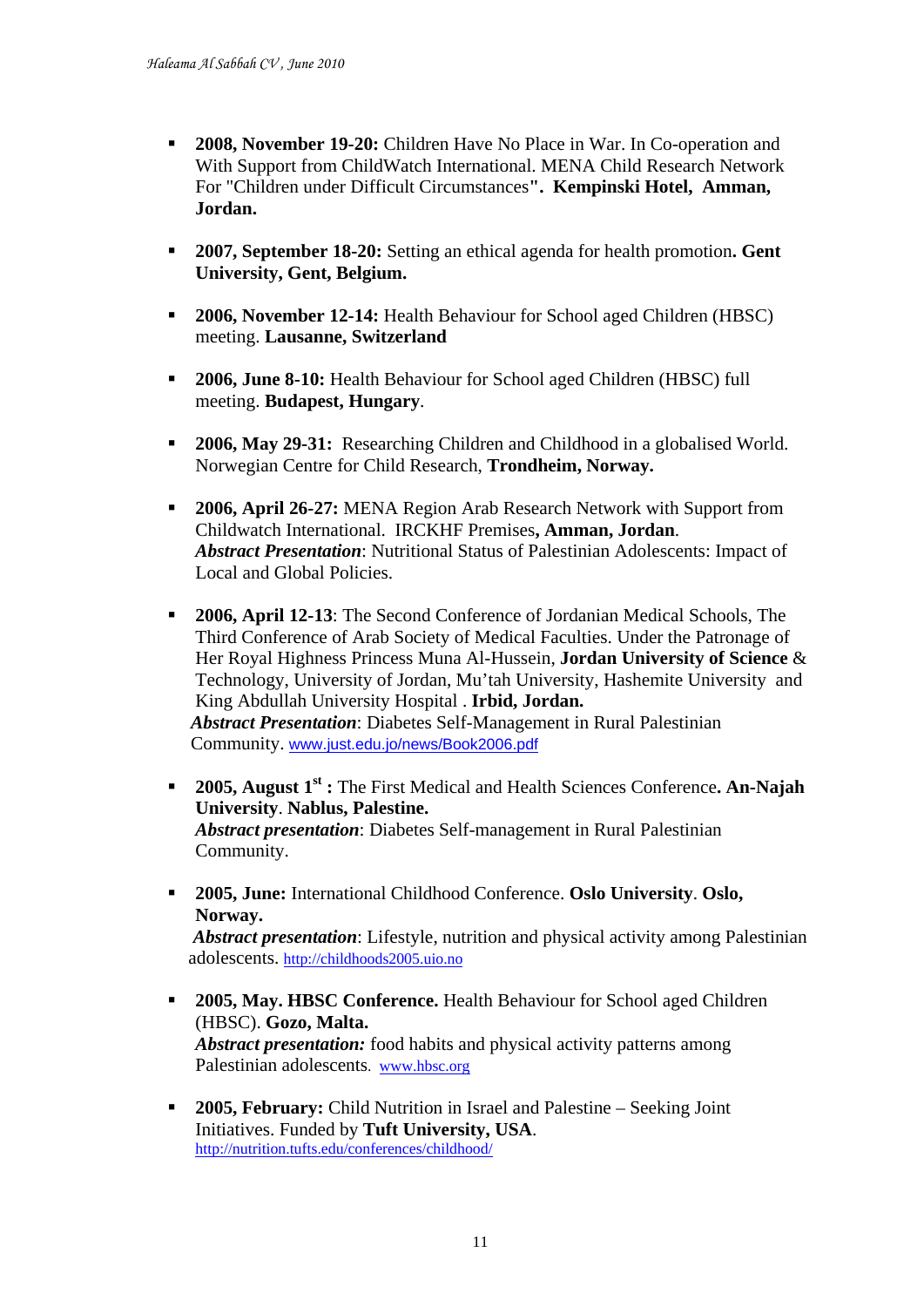- **2008, November 19-20:** Children Have No Place in War. In Co-operation and With Support from ChildWatch International. MENA Child Research Network For "Children under Difficult Circumstances**". Kempinski Hotel, Amman, Jordan.**

- **2007, September 18-20:** Setting an ethical agenda for health promotion**. Gent University, Gent, Belgium.**

- **2006, November 12-14:** Health Behaviour for School aged Children (HBSC) meeting. **Lausanne, Switzerland**

- **2006, June 8-10:** Health Behaviour for School aged Children (HBSC) full meeting. **Budapest, Hungary**.

- **2006, May 29-31:** Researching Children and Childhood in a globalised World. Norwegian Centre for Child Research, **Trondheim, Norway.**

- **2006, April 26-27:** MENA Region Arab Research Network with Support from Childwatch International. IRCKHF Premises**, Amman, Jordan**.
  ***Abstract Presentation***: Nutritional Status of Palestinian Adolescents: Impact of Local and Global Policies.

- **2006, April 12-13**: The Second Conference of Jordanian Medical Schools, The Third Conference of Arab Society of Medical Faculties. Under the Patronage of Her Royal Highness Princess Muna Al-Hussein, **Jordan University of Science** & Technology, University of Jordan, Mu'tah University, Hashemite University and King Abdullah University Hospital . **Irbid, Jordan.**
  ***Abstract Presentation***: Diabetes Self-Management in Rural Palestinian Community. www.just.edu.jo/news/Book2006.pdf

- **2005, August 1st :** The First Medical and Health Sciences Conference**. An-Najah University**. **Nablus, Palestine.**
  ***Abstract presentation***: Diabetes Self-management in Rural Palestinian Community.

- **2005, June:** International Childhood Conference. **Oslo University**. **Oslo, Norway.**
  ***Abstract presentation***: Lifestyle, nutrition and physical activity among Palestinian adolescents. http://childhoods2005.uio.no

- **2005, May. HBSC Conference.** Health Behaviour for School aged Children (HBSC). **Gozo, Malta.**
  ***Abstract presentation:*** food habits and physical activity patterns among Palestinian adolescents. www.hbsc.org

- **2005, February:** Child Nutrition in Israel and Palestine – Seeking Joint Initiatives. Funded by **Tuft University, USA**.
  http://nutrition.tufts.edu/conferences/childhood/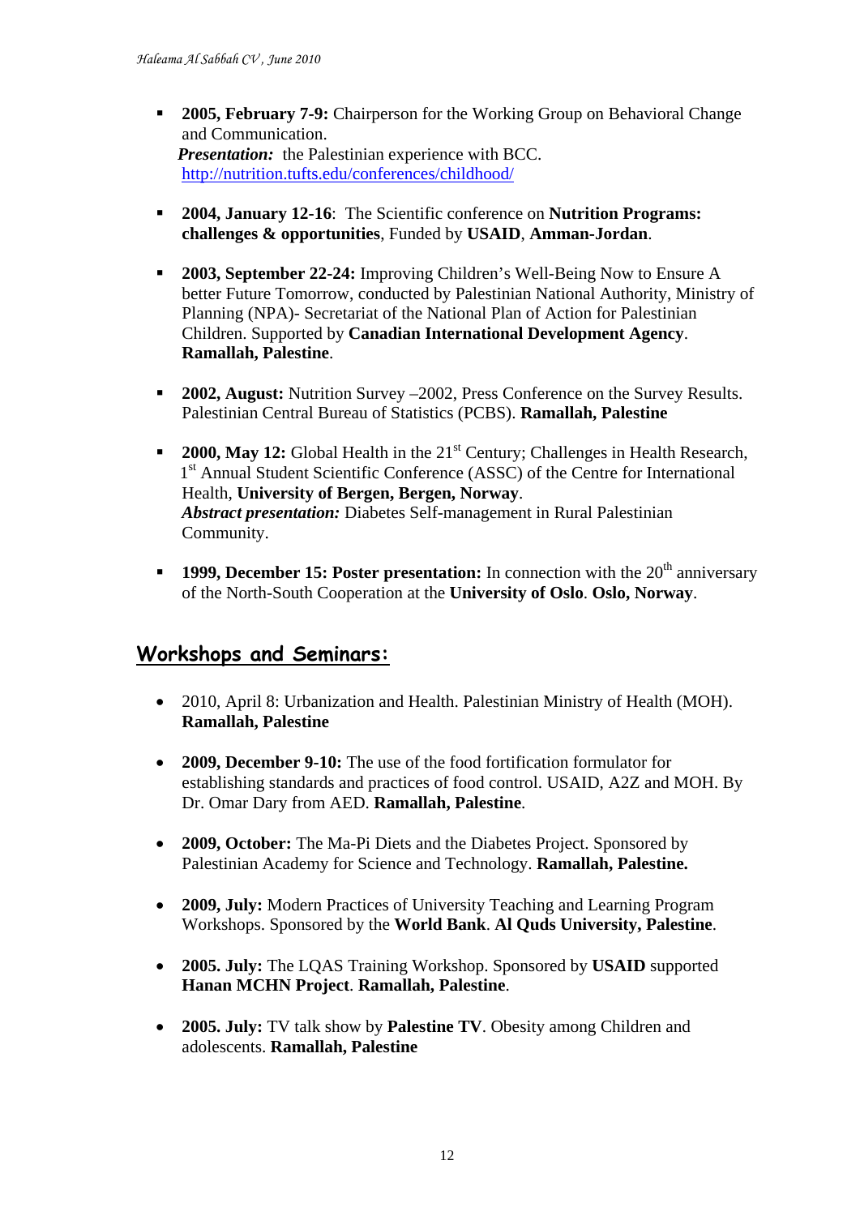- **2005, February 7-9:** Chairperson for the Working Group on Behavioral Change and Communication.
  ***Presentation:*** the Palestinian experience with BCC.
  http://nutrition.tufts.edu/conferences/childhood/

- **2004, January 12-16**: The Scientific conference on **Nutrition Programs: challenges & opportunities**, Funded by **USAID**, **Amman-Jordan**.

- **2003, September 22-24:** Improving Children's Well-Being Now to Ensure A better Future Tomorrow, conducted by Palestinian National Authority, Ministry of Planning (NPA)- Secretariat of the National Plan of Action for Palestinian Children. Supported by **Canadian International Development Agency**. **Ramallah, Palestine**.

- **2002, August:** Nutrition Survey –2002, Press Conference on the Survey Results. Palestinian Central Bureau of Statistics (PCBS). **Ramallah, Palestine**

- **2000, May 12:** Global Health in the 21st Century; Challenges in Health Research, 1st Annual Student Scientific Conference (ASSC) of the Centre for International Health, **University of Bergen, Bergen, Norway**.
  ***Abstract presentation:*** Diabetes Self-management in Rural Palestinian Community.

- **1999, December 15: Poster presentation:** In connection with the 20th anniversary of the North-South Cooperation at the **University of Oslo**. **Oslo, Norway**.

## Workshops and Seminars:

- 2010, April 8: Urbanization and Health. Palestinian Ministry of Health (MOH). **Ramallah, Palestine**

- **2009, December 9-10:** The use of the food fortification formulator for establishing standards and practices of food control. USAID, A2Z and MOH. By Dr. Omar Dary from AED. **Ramallah, Palestine**.

- **2009, October:** The Ma-Pi Diets and the Diabetes Project. Sponsored by Palestinian Academy for Science and Technology. **Ramallah, Palestine.**

- **2009, July:** Modern Practices of University Teaching and Learning Program Workshops. Sponsored by the **World Bank**. **Al Quds University, Palestine**.

- **2005. July:** The LQAS Training Workshop. Sponsored by **USAID** supported **Hanan MCHN Project**. **Ramallah, Palestine**.

- **2005. July:** TV talk show by **Palestine TV**. Obesity among Children and adolescents. **Ramallah, Palestine**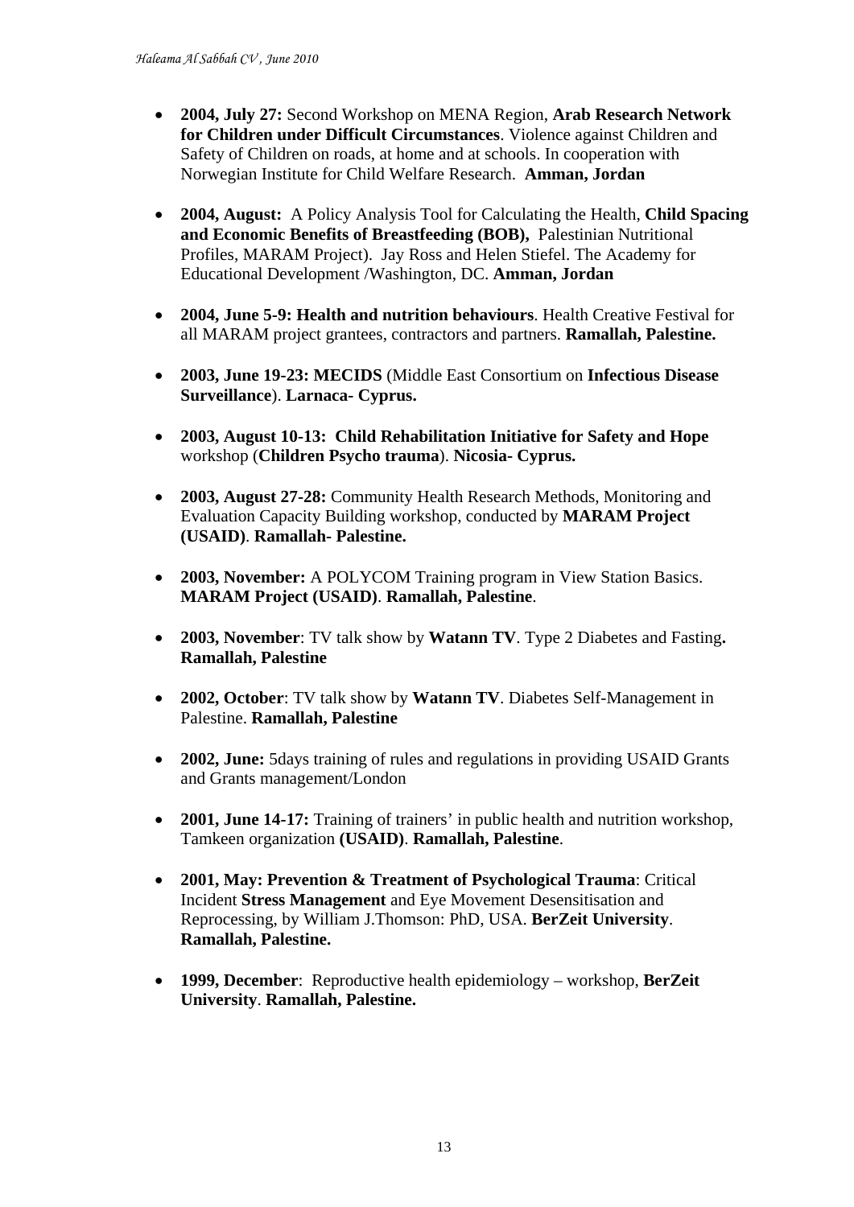- **2004, July 27:** Second Workshop on MENA Region, **Arab Research Network for Children under Difficult Circumstances**. Violence against Children and Safety of Children on roads, at home and at schools. In cooperation with Norwegian Institute for Child Welfare Research. **Amman, Jordan**

- **2004, August:** A Policy Analysis Tool for Calculating the Health, **Child Spacing and Economic Benefits of Breastfeeding (BOB),** Palestinian Nutritional Profiles, MARAM Project). Jay Ross and Helen Stiefel. The Academy for Educational Development /Washington, DC. **Amman, Jordan**

- **2004, June 5-9: Health and nutrition behaviours**. Health Creative Festival for all MARAM project grantees, contractors and partners. **Ramallah, Palestine.**

- **2003, June 19-23: MECIDS** (Middle East Consortium on **Infectious Disease Surveillance**). **Larnaca- Cyprus.**

- **2003, August 10-13: Child Rehabilitation Initiative for Safety and Hope** workshop (**Children Psycho trauma**). **Nicosia- Cyprus.**

- **2003, August 27-28:** Community Health Research Methods, Monitoring and Evaluation Capacity Building workshop, conducted by **MARAM Project (USAID)**. **Ramallah- Palestine.**

- **2003, November:** A POLYCOM Training program in View Station Basics. **MARAM Project (USAID)**. **Ramallah, Palestine**.

- **2003, November**: TV talk show by **Watann TV**. Type 2 Diabetes and Fasting**. Ramallah, Palestine**

- **2002, October**: TV talk show by **Watann TV**. Diabetes Self-Management in Palestine. **Ramallah, Palestine**

- **2002, June:** 5days training of rules and regulations in providing USAID Grants and Grants management/London

- **2001, June 14-17:** Training of trainers' in public health and nutrition workshop, Tamkeen organization **(USAID)**. **Ramallah, Palestine**.

- **2001, May: Prevention & Treatment of Psychological Trauma**: Critical Incident **Stress Management** and Eye Movement Desensitisation and Reprocessing, by William J.Thomson: PhD, USA. **BerZeit University**. **Ramallah, Palestine.**

- **1999, December**: Reproductive health epidemiology – workshop, **BerZeit University**. **Ramallah, Palestine.**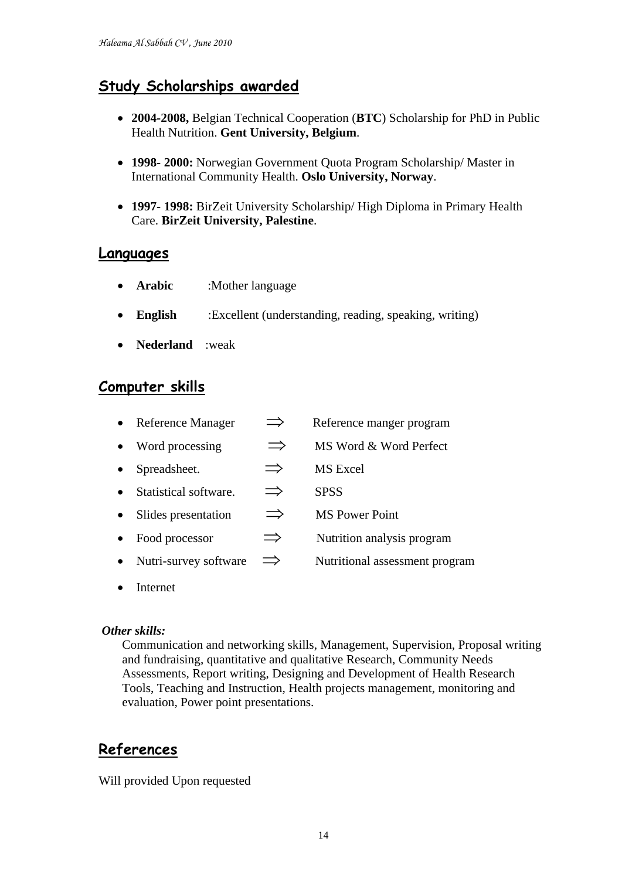## Study Scholarships awarded

- **2004-2008,** Belgian Technical Cooperation (**BTC**) Scholarship for PhD in Public Health Nutrition. **Gent University, Belgium**.
- **1998- 2000:** Norwegian Government Quota Program Scholarship/ Master in International Community Health. **Oslo University, Norway**.
- **1997- 1998:** BirZeit University Scholarship/ High Diploma in Primary Health Care. **BirZeit University, Palestine**.

## Languages

- **Arabic** :Mother language
- **English** :Excellent (understanding, reading, speaking, writing)
- **Nederland** :weak

## Computer skills

- Reference Manager ⇒ Reference manger program
- Word processing ⇒ MS Word & Word Perfect
- Spreadsheet. ⇒ MS Excel
- Statistical software. ⇒ SPSS
- Slides presentation ⇒ MS Power Point
- Food processor ⇒ Nutrition analysis program
- Nutri-survey software ⇒ Nutritional assessment program
- Internet

***Other skills:***

Communication and networking skills, Management, Supervision, Proposal writing and fundraising, quantitative and qualitative Research, Community Needs Assessments, Report writing, Designing and Development of Health Research Tools, Teaching and Instruction, Health projects management, monitoring and evaluation, Power point presentations.

## References

Will provided Upon requested